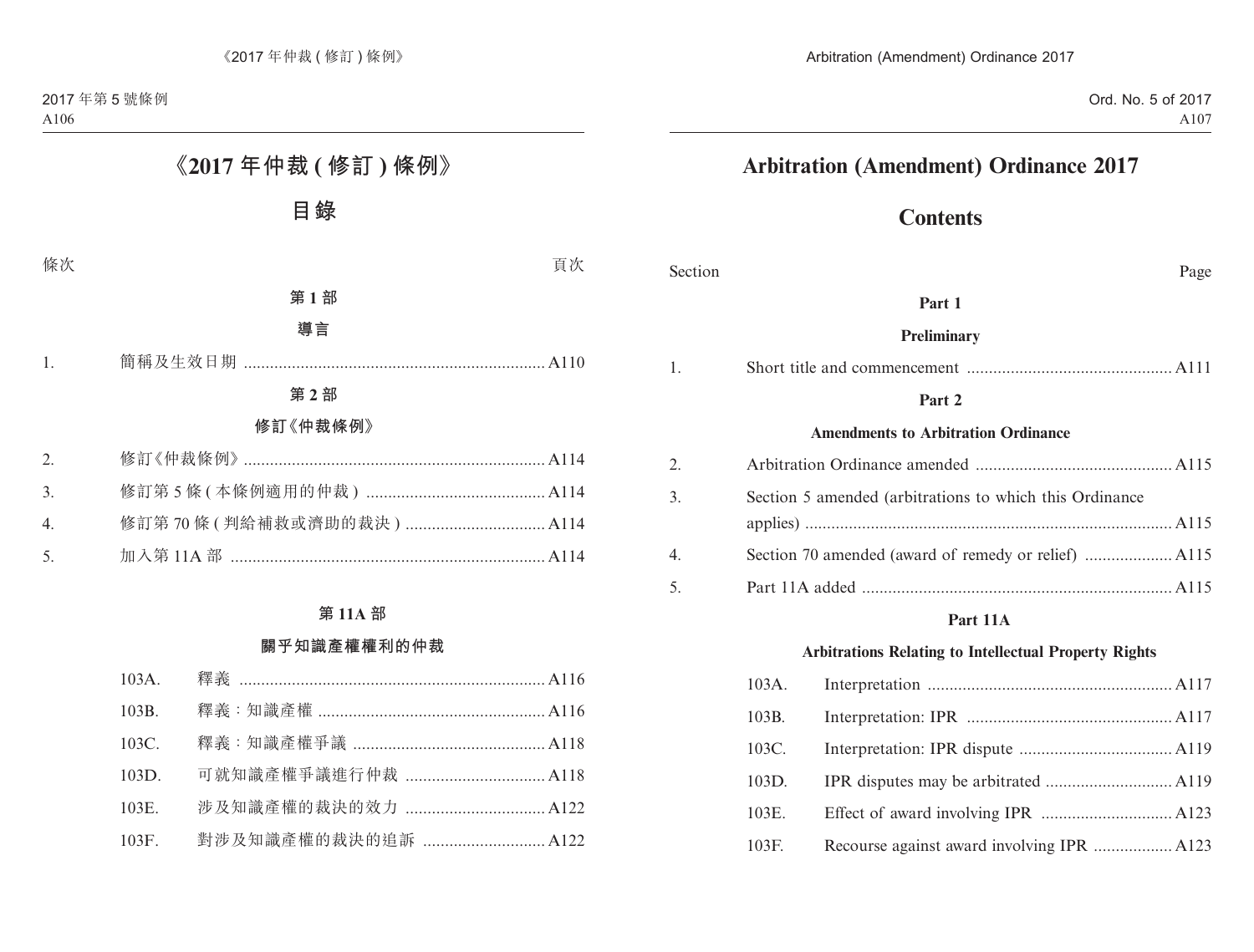# 《2017 年仲裁 ( 修訂 ) 條例》

## 目錄

| 條次 | | 頁次 |
|---|---|---|
| | **第 1 部** | |
| | **導言** | |
| 1. | 簡稱及生效日期 | A110 |
| | **第 2 部** | |
| | **修訂《仲裁條例》** | |
| 2. | 修訂《仲裁條例》 | A114 |
| 3. | 修訂第 5 條 ( 本條例適用的仲裁 ) | A114 |
| 4. | 修訂第 70 條 ( 判給補救或濟助的裁決 ) | A114 |
| 5. | 加入第 11A 部 | A114 |
| | **第 11A 部** | |
| | **關乎知識產權權利的仲裁** | |
| 103A. | 釋義 | A116 |
| 103B. | 釋義：知識產權 | A116 |
| 103C. | 釋義：知識產權爭議 | A118 |
| 103D. | 可就知識產權爭議進行仲裁 | A118 |
| 103E. | 涉及知識產權的裁決的效力 | A122 |
| 103F. | 對涉及知識產權的裁決的追訴 | A122 |

# Arbitration (Amendment) Ordinance 2017

## Contents

| Section | | Page |
|---|---|---|
| | **Part 1** | |
| | **Preliminary** | |
| 1. | Short title and commencement | A111 |
| | **Part 2** | |
| | **Amendments to Arbitration Ordinance** | |
| 2. | Arbitration Ordinance amended | A115 |
| 3. | Section 5 amended (arbitrations to which this Ordinance applies) | A115 |
| 4. | Section 70 amended (award of remedy or relief) | A115 |
| 5. | Part 11A added | A115 |
| | **Part 11A** | |
| | **Arbitrations Relating to Intellectual Property Rights** | |
| 103A. | Interpretation | A117 |
| 103B. | Interpretation: IPR | A117 |
| 103C. | Interpretation: IPR dispute | A119 |
| 103D. | IPR disputes may be arbitrated | A119 |
| 103E. | Effect of award involving IPR | A123 |
| 103F. | Recourse against award involving IPR | A123 |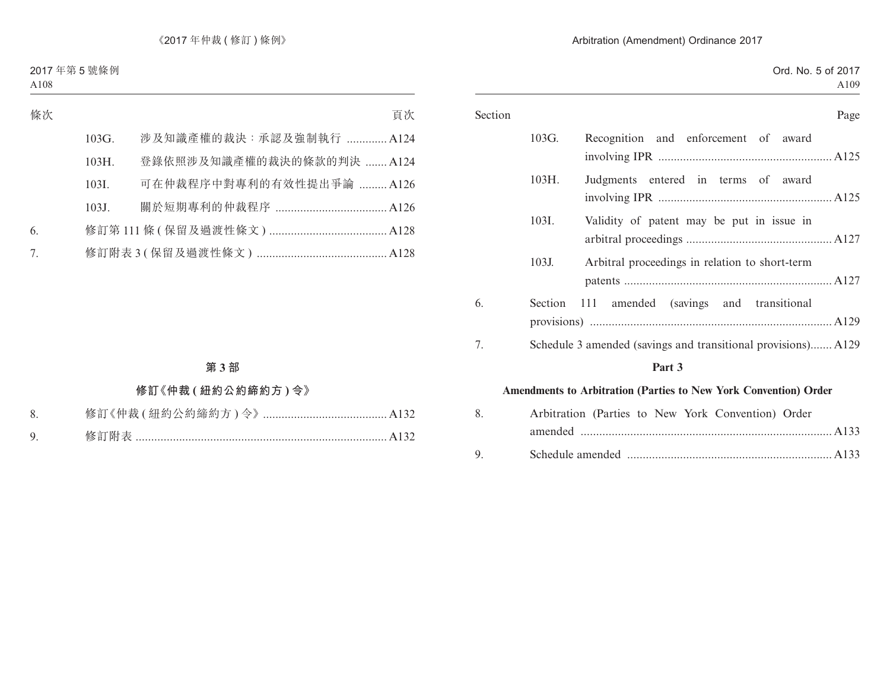| 條次 | | | 頁次 |
|---|---|---|---|
| | 103G. | 涉及知識產權的裁決：承認及強制執行 | A124 |
| | 103H. | 登錄依照涉及知識產權的裁決的條款的判決 | A124 |
| | 103I. | 可在仲裁程序中對專利的有效性提出爭論 | A126 |
| | 103J. | 關於短期專利的仲裁程序 | A126 |
| 6. | 修訂第 111 條 (保留及過渡性條文) | | A128 |
| 7. | 修訂附表 3 (保留及過渡性條文) | | A128 |

**第 3 部**

**修訂《仲裁 (紐約公約締約方) 令》**

| | | |
|---|---|---|
| 8. | 修訂《仲裁 (紐約公約締約方) 令》 | A132 |
| 9. | 修訂附表 | A132 |

| Section | | | Page |
|---|---|---|---|
| | 103G. | Recognition and enforcement of award involving IPR | A125 |
| | 103H. | Judgments entered in terms of award involving IPR | A125 |
| | 103I. | Validity of patent may be put in issue in arbitral proceedings | A127 |
| | 103J. | Arbitral proceedings in relation to short-term patents | A127 |
| 6. | Section 111 amended (savings and transitional provisions) | | A129 |
| 7. | Schedule 3 amended (savings and transitional provisions) | | A129 |

**Part 3**

**Amendments to Arbitration (Parties to New York Convention) Order**

| | | |
|---|---|---|
| 8. | Arbitration (Parties to New York Convention) Order amended | A133 |
| 9. | Schedule amended | A133 |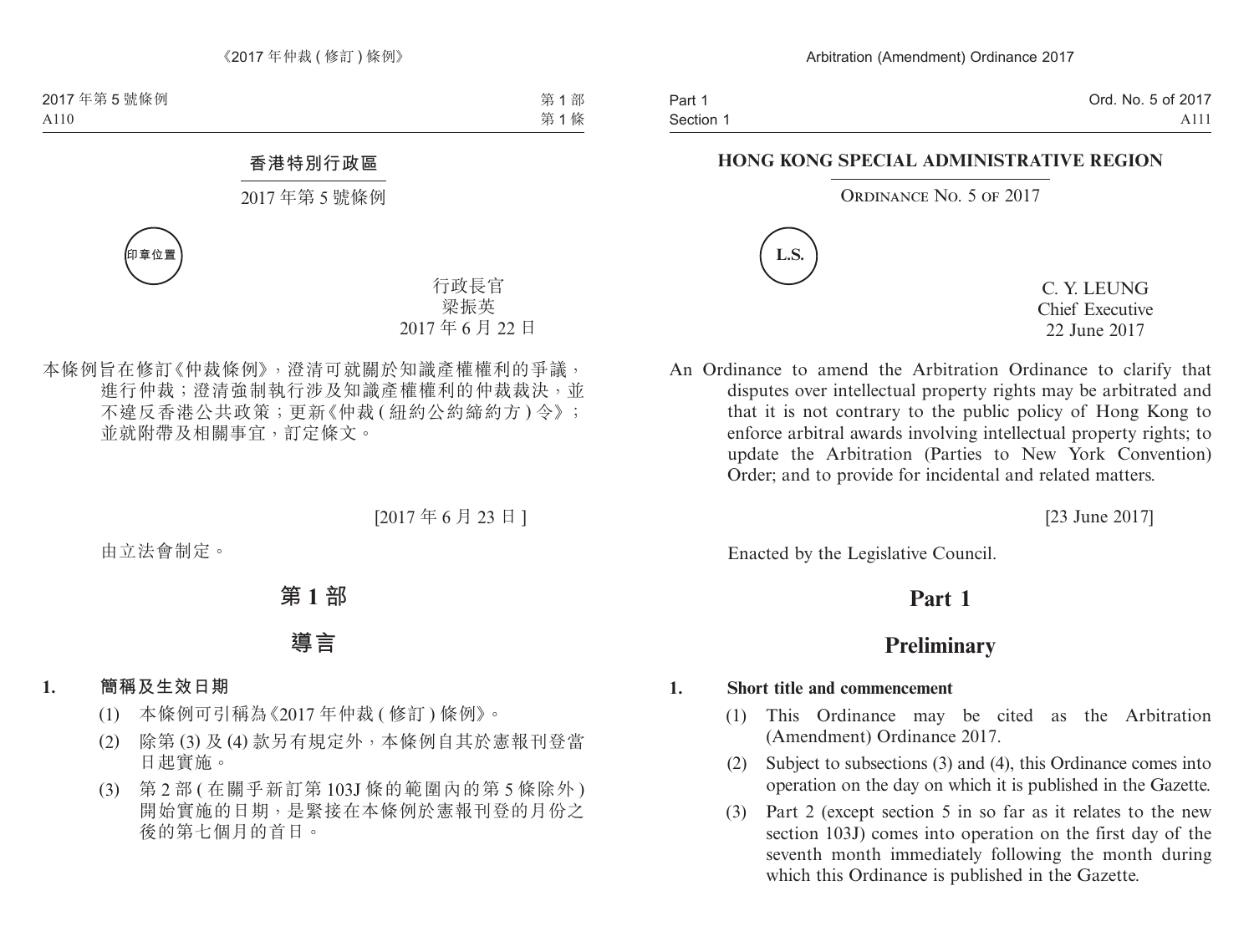香港特別行政區

2017 年第 5 號條例

印章位置

行政長官
梁振英
2017 年 6 月 22 日

本條例旨在修訂《仲裁條例》，澄清可就關於知識產權權利的爭議，進行仲裁；澄清強制執行涉及知識產權權利的仲裁裁決，並不違反香港公共政策；更新《仲裁 (紐約公約締約方) 令》；並就附帶及相關事宜，訂定條文。

[2017 年 6 月 23 日]

由立法會制定。

# 第 1 部

# 導言

**1. 簡稱及生效日期**

(1) 本條例可引稱為《2017 年仲裁 (修訂) 條例》。

(2) 除第 (3) 及 (4) 款另有規定外，本條例自其於憲報刊登當日起實施。

(3) 第 2 部 (在關乎新訂第 103J 條的範圍內的第 5 條除外) 開始實施的日期，是緊接在本條例於憲報刊登的月份之後的第七個月的首日。

**HONG KONG SPECIAL ADMINISTRATIVE REGION**

ORDINANCE NO. 5 OF 2017

L.S.

C. Y. LEUNG
Chief Executive
22 June 2017

An Ordinance to amend the Arbitration Ordinance to clarify that disputes over intellectual property rights may be arbitrated and that it is not contrary to the public policy of Hong Kong to enforce arbitral awards involving intellectual property rights; to update the Arbitration (Parties to New York Convention) Order; and to provide for incidental and related matters.

[23 June 2017]

Enacted by the Legislative Council.

# Part 1

# Preliminary

**1. Short title and commencement**

(1) This Ordinance may be cited as the Arbitration (Amendment) Ordinance 2017.

(2) Subject to subsections (3) and (4), this Ordinance comes into operation on the day on which it is published in the Gazette.

(3) Part 2 (except section 5 in so far as it relates to the new section 103J) comes into operation on the first day of the seventh month immediately following the month during which this Ordinance is published in the Gazette.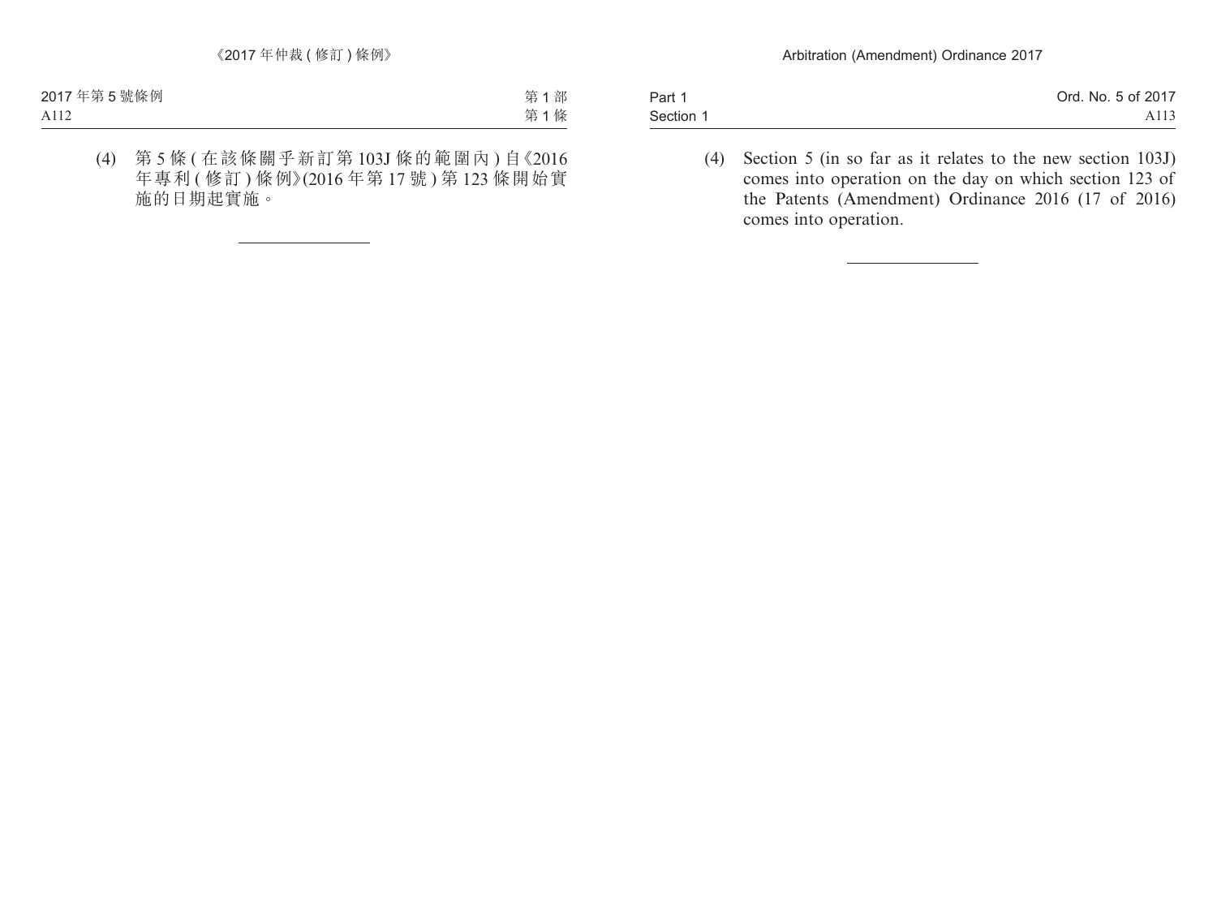(4) 第 5 條 ( 在該條關乎新訂第 103J 條的範圍內 ) 自《2016 年專利 ( 修訂 ) 條例》(2016 年第 17 號 ) 第 123 條開始實施的日期起實施。

---

(4) Section 5 (in so far as it relates to the new section 103J) comes into operation on the day on which section 123 of the Patents (Amendment) Ordinance 2016 (17 of 2016) comes into operation.

---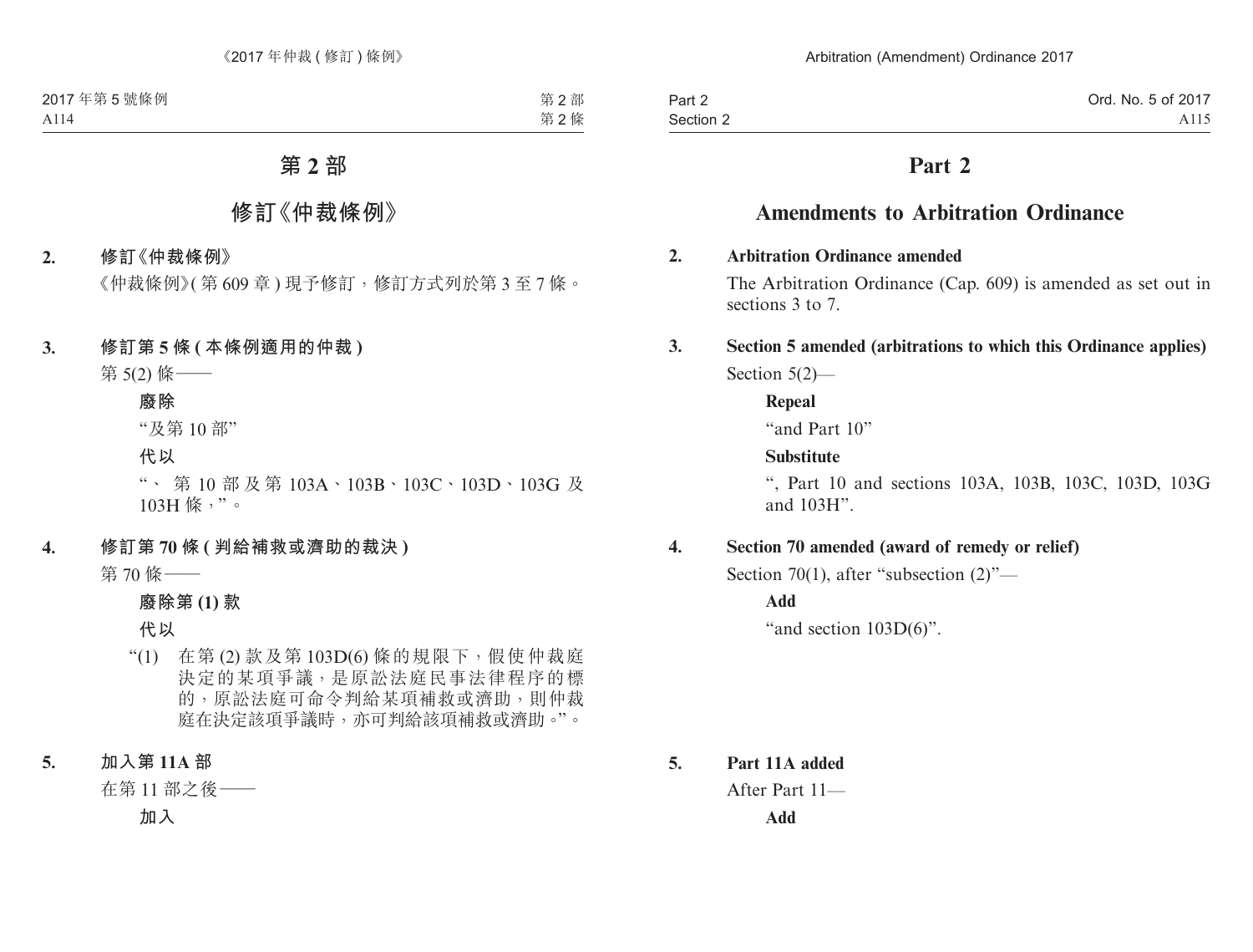# 第 2 部

## 修訂《仲裁條例》

**2. 修訂《仲裁條例》**

《仲裁條例》(第 609 章) 現予修訂，修訂方式列於第 3 至 7 條。

**3. 修訂第 5 條 (本條例適用的仲裁)**

第 5(2) 條——

**廢除**

“及第 10 部”

**代以**

“、第 10 部及第 103A、103B、103C、103D、103G 及 103H 條，”。

**4. 修訂第 70 條 (判給補救或濟助的裁決)**

第 70 條——

**廢除第 (1) 款**

**代以**

“(1) 在第 (2) 款及第 103D(6) 條的規限下，假使仲裁庭決定的某項爭議，是原訟法庭民事法律程序的標的，原訟法庭可命令判給某項補救或濟助，則仲裁庭在決定該項爭議時，亦可判給該項補救或濟助。”。

**5. 加入第 11A 部**

在第 11 部之後——

**加入**

# Part 2

## Amendments to Arbitration Ordinance

**2. Arbitration Ordinance amended**

The Arbitration Ordinance (Cap. 609) is amended as set out in sections 3 to 7.

**3. Section 5 amended (arbitrations to which this Ordinance applies)**

Section 5(2)—

**Repeal**

“and Part 10”

**Substitute**

“, Part 10 and sections 103A, 103B, 103C, 103D, 103G and 103H”.

**4. Section 70 amended (award of remedy or relief)**

Section 70(1), after “subsection (2)”—

**Add**

“and section 103D(6)”.

**5. Part 11A added**

After Part 11—

**Add**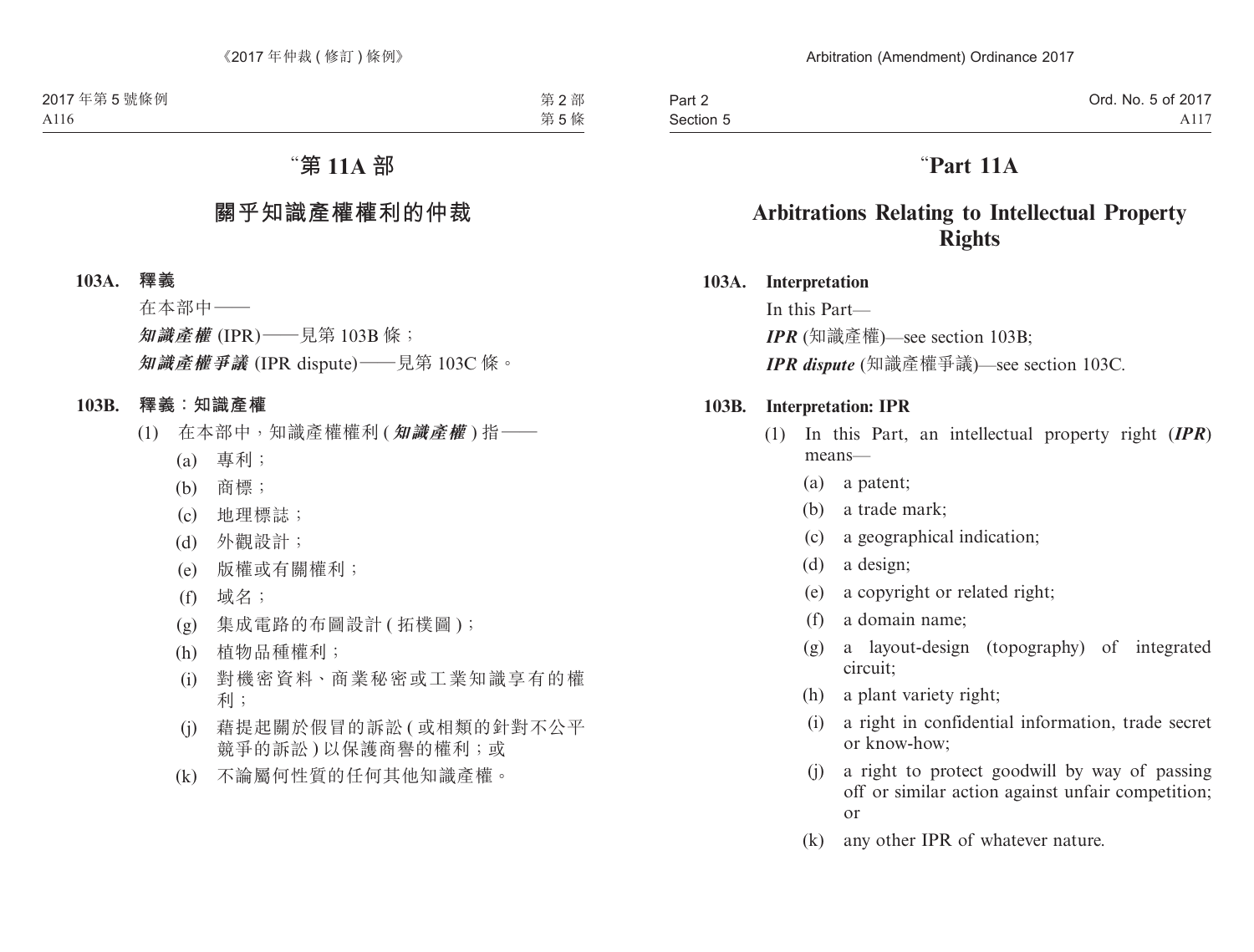# "第 11A 部

## 關乎知識產權權利的仲裁

### 103A. 釋義

在本部中——

***知識產權*** (IPR)——見第 103B 條；

***知識產權爭議*** (IPR dispute)——見第 103C 條。

### 103B. 釋義：知識產權

(1) 在本部中，知識產權權利 (***知識產權***) 指——

(a) 專利；

(b) 商標；

(c) 地理標誌；

(d) 外觀設計；

(e) 版權或有關權利；

(f) 域名；

(g) 集成電路的布圖設計 ( 拓樸圖 )；

(h) 植物品種權利；

(i) 對機密資料、商業秘密或工業知識享有的權利；

(j) 藉提起關於假冒的訴訟 ( 或相類的針對不公平競爭的訴訟 ) 以保護商譽的權利；或

(k) 不論屬何性質的任何其他知識產權。

# "Part 11A

## Arbitrations Relating to Intellectual Property Rights

### 103A. Interpretation

In this Part—

***IPR*** (知識產權)—see section 103B;

***IPR dispute*** (知識產權爭議)—see section 103C.

### 103B. Interpretation: IPR

(1) In this Part, an intellectual property right (***IPR***) means—

(a) a patent;

(b) a trade mark;

(c) a geographical indication;

(d) a design;

(e) a copyright or related right;

(f) a domain name;

(g) a layout-design (topography) of integrated circuit;

(h) a plant variety right;

(i) a right in confidential information, trade secret or know-how;

(j) a right to protect goodwill by way of passing off or similar action against unfair competition; or

(k) any other IPR of whatever nature.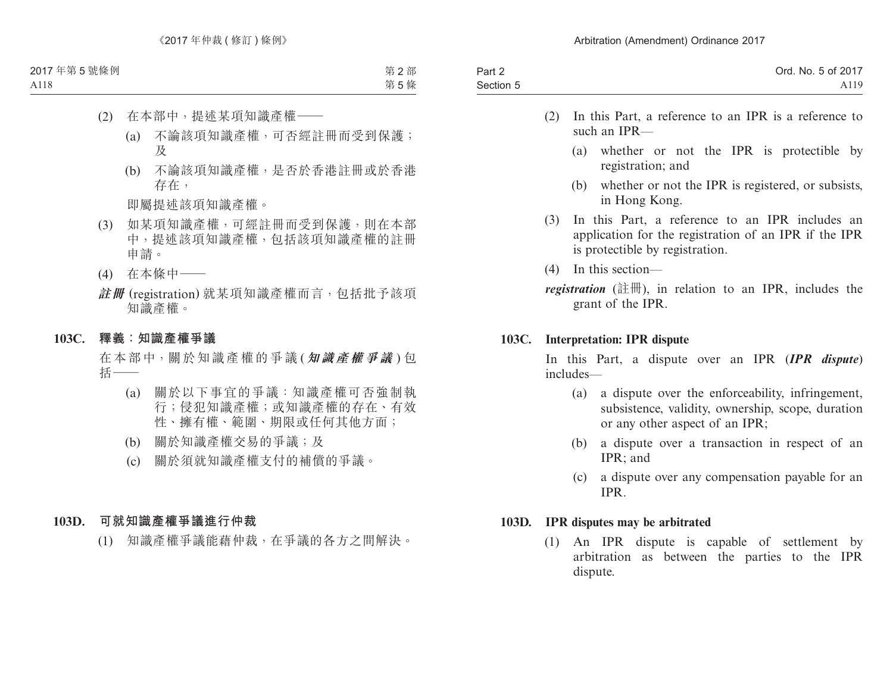(2) 在本部中，提述某項知識產權——

(a) 不論該項知識產權，可否經註冊而受到保護；及

(b) 不論該項知識產權，是否於香港註冊或於香港存在，

即屬提述該項知識產權。

(3) 如某項知識產權，可經註冊而受到保護，則在本部中，提述該項知識產權，包括該項知識產權的註冊申請。

(4) 在本條中——

***註冊*** (registration) 就某項知識產權而言，包括批予該項知識產權。

### 103C. 釋義：知識產權爭議

在本部中，關於知識產權的爭議 (***知識產權爭議***) 包括——

(a) 關於以下事宜的爭議：知識產權可否強制執行；侵犯知識產權；或知識產權的存在、有效性、擁有權、範圍、期限或任何其他方面；

(b) 關於知識產權交易的爭議；及

(c) 關於須就知識產權支付的補償的爭議。

### 103D. 可就知識產權爭議進行仲裁

(1) 知識產權爭議能藉仲裁，在爭議的各方之間解決。

(2) In this Part, a reference to an IPR is a reference to such an IPR—

(a) whether or not the IPR is protectible by registration; and

(b) whether or not the IPR is registered, or subsists, in Hong Kong.

(3) In this Part, a reference to an IPR includes an application for the registration of an IPR if the IPR is protectible by registration.

(4) In this section—

***registration*** (註冊), in relation to an IPR, includes the grant of the IPR.

### 103C. Interpretation: IPR dispute

In this Part, a dispute over an IPR (***IPR dispute***) includes—

(a) a dispute over the enforceability, infringement, subsistence, validity, ownership, scope, duration or any other aspect of an IPR;

(b) a dispute over a transaction in respect of an IPR; and

(c) a dispute over any compensation payable for an IPR.

### 103D. IPR disputes may be arbitrated

(1) An IPR dispute is capable of settlement by arbitration as between the parties to the IPR dispute.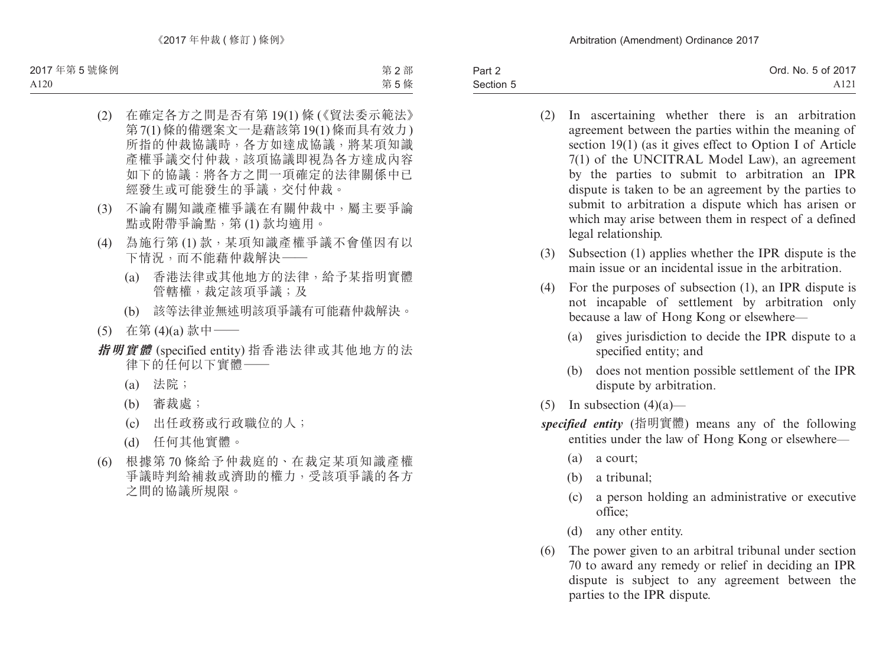(2) 在確定各方之間是否有第 19(1) 條 (《貿法委示範法》第 7(1) 條的備選案文一是藉該第 19(1) 條而具有效力) 所指的仲裁協議時，各方如達成協議，將某項知識產權爭議交付仲裁，該項協議即視為各方達成內容如下的協議：將各方之間一項確定的法律關係中已經發生或可能發生的爭議，交付仲裁。

(3) 不論有關知識產權爭議在有關仲裁中，屬主要爭論點或附帶爭論點，第 (1) 款均適用。

(4) 為施行第 (1) 款，某項知識產權爭議不會僅因有以下情況，而不能藉仲裁解決——

(a) 香港法律或其他地方的法律，給予某指明實體管轄權，裁定該項爭議；及

(b) 該等法律並無述明該項爭議有可能藉仲裁解決。

(5) 在第 (4)(a) 款中——

***指明實體*** (specified entity) 指香港法律或其他地方的法律下的任何以下實體——

(a) 法院；

(b) 審裁處；

(c) 出任政務或行政職位的人；

(d) 任何其他實體。

(6) 根據第 70 條給予仲裁庭的、在裁定某項知識產權爭議時判給補救或濟助的權力，受該項爭議的各方之間的協議所規限。

(2) In ascertaining whether there is an arbitration agreement between the parties within the meaning of section 19(1) (as it gives effect to Option I of Article 7(1) of the UNCITRAL Model Law), an agreement by the parties to submit to arbitration an IPR dispute is taken to be an agreement by the parties to submit to arbitration a dispute which has arisen or which may arise between them in respect of a defined legal relationship.

(3) Subsection (1) applies whether the IPR dispute is the main issue or an incidental issue in the arbitration.

(4) For the purposes of subsection (1), an IPR dispute is not incapable of settlement by arbitration only because a law of Hong Kong or elsewhere—

(a) gives jurisdiction to decide the IPR dispute to a specified entity; and

(b) does not mention possible settlement of the IPR dispute by arbitration.

(5) In subsection (4)(a)—

***specified entity*** (指明實體) means any of the following entities under the law of Hong Kong or elsewhere—

(a) a court;

(b) a tribunal;

(c) a person holding an administrative or executive office;

(d) any other entity.

(6) The power given to an arbitral tribunal under section 70 to award any remedy or relief in deciding an IPR dispute is subject to any agreement between the parties to the IPR dispute.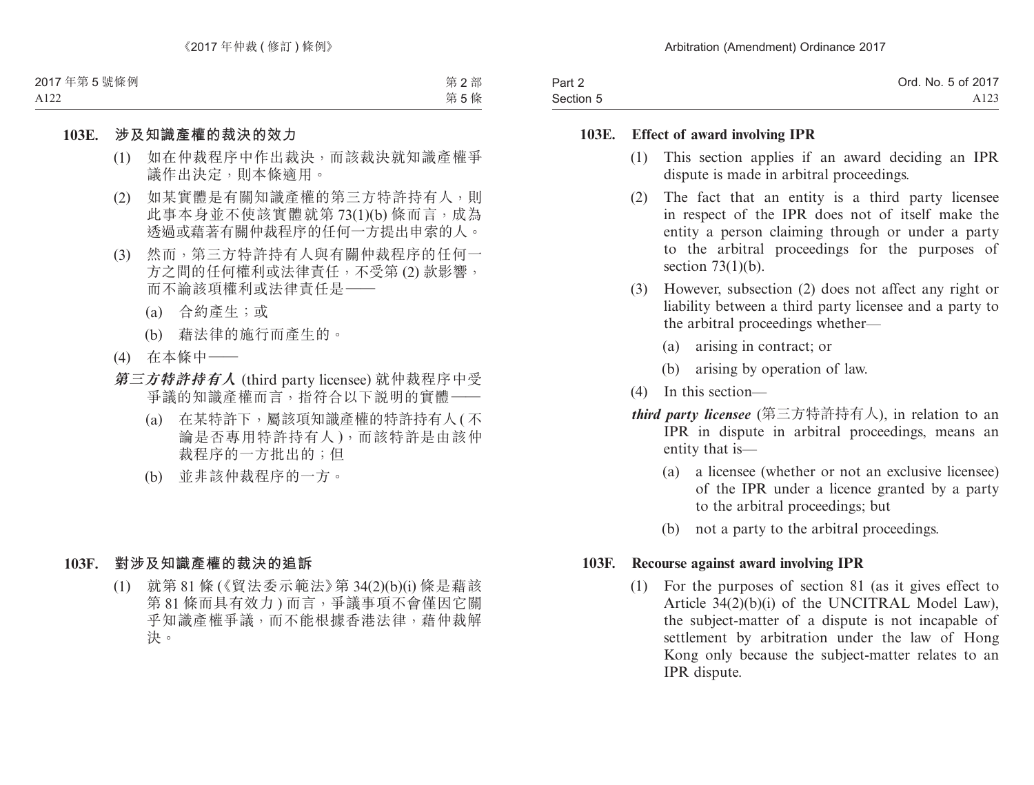### 103E. 涉及知識產權的裁決的效力

(1) 如在仲裁程序中作出裁決，而該裁決就知識產權爭議作出決定，則本條適用。

(2) 如某實體是有關知識產權的第三方特許持有人，則此事本身並不使該實體就第 73(1)(b) 條而言，成為透過或藉著有關仲裁程序的任何一方提出申索的人。

(3) 然而，第三方特許持有人與有關仲裁程序的任何一方之間的任何權利或法律責任，不受第 (2) 款影響，而不論該項權利或法律責任是——

(a) 合約產生；或

(b) 藉法律的施行而產生的。

(4) 在本條中——

***第三方特許持有人*** (third party licensee) 就仲裁程序中受爭議的知識產權而言，指符合以下說明的實體——

(a) 在某特許下，屬該項知識產權的特許持有人 (不論是否專用特許持有人)，而該特許是由該仲裁程序的一方批出的；但

(b) 並非該仲裁程序的一方。

### 103F. 對涉及知識產權的裁決的追訴

(1) 就第 81 條 (《貿法委示範法》第 34(2)(b)(i) 條是藉該第 81 條而具有效力) 而言，爭議事項不會僅因它關乎知識產權爭議，而不能根據香港法律，藉仲裁解決。

### 103E. Effect of award involving IPR

(1) This section applies if an award deciding an IPR dispute is made in arbitral proceedings.

(2) The fact that an entity is a third party licensee in respect of the IPR does not of itself make the entity a person claiming through or under a party to the arbitral proceedings for the purposes of section 73(1)(b).

(3) However, subsection (2) does not affect any right or liability between a third party licensee and a party to the arbitral proceedings whether—

(a) arising in contract; or

(b) arising by operation of law.

(4) In this section—

***third party licensee*** (第三方特許持有人), in relation to an IPR in dispute in arbitral proceedings, means an entity that is—

(a) a licensee (whether or not an exclusive licensee) of the IPR under a licence granted by a party to the arbitral proceedings; but

(b) not a party to the arbitral proceedings.

### 103F. Recourse against award involving IPR

(1) For the purposes of section 81 (as it gives effect to Article 34(2)(b)(i) of the UNCITRAL Model Law), the subject-matter of a dispute is not incapable of settlement by arbitration under the law of Hong Kong only because the subject-matter relates to an IPR dispute.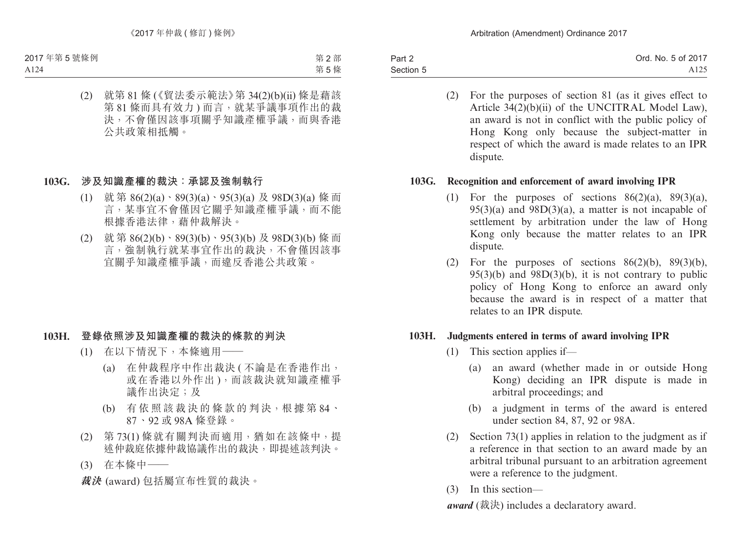(2) 就第 81 條 (《貿法委示範法》第 34(2)(b)(ii) 條是藉該第 81 條而具有效力 ) 而言，就某爭議事項作出的裁決，不會僅因該事項關乎知識產權爭議，而與香港公共政策相抵觸。

### 103G. 涉及知識產權的裁決：承認及強制執行

(1) 就第 86(2)(a)、89(3)(a)、95(3)(a) 及 98D(3)(a) 條而言，某事宜不會僅因它關乎知識產權爭議，而不能根據香港法律，藉仲裁解決。

(2) 就第 86(2)(b)、89(3)(b)、95(3)(b) 及 98D(3)(b) 條而言，強制執行就某事宜作出的裁決，不會僅因該事宜關乎知識產權爭議，而違反香港公共政策。

### 103H. 登錄依照涉及知識產權的裁決的條款的判決

(1) 在以下情況下，本條適用——

(a) 在仲裁程序中作出裁決 ( 不論是在香港作出，或在香港以外作出 )，而該裁決就知識產權爭議作出決定；及

(b) 有依照該裁決的條款的判決，根據第 84、87、92 或 98A 條登錄。

(2) 第 73(1) 條就有關判決而適用，猶如在該條中，提述仲裁庭依據仲裁協議作出的裁決，即提述該判決。

(3) 在本條中——

***裁決*** (award) 包括屬宣布性質的裁決。

(2) For the purposes of section 81 (as it gives effect to Article 34(2)(b)(ii) of the UNCITRAL Model Law), an award is not in conflict with the public policy of Hong Kong only because the subject-matter in respect of which the award is made relates to an IPR dispute.

### 103G. Recognition and enforcement of award involving IPR

(1) For the purposes of sections 86(2)(a), 89(3)(a), 95(3)(a) and 98D(3)(a), a matter is not incapable of settlement by arbitration under the law of Hong Kong only because the matter relates to an IPR dispute.

(2) For the purposes of sections 86(2)(b), 89(3)(b), 95(3)(b) and 98D(3)(b), it is not contrary to public policy of Hong Kong to enforce an award only because the award is in respect of a matter that relates to an IPR dispute.

### 103H. Judgments entered in terms of award involving IPR

(1) This section applies if—

(a) an award (whether made in or outside Hong Kong) deciding an IPR dispute is made in arbitral proceedings; and

(b) a judgment in terms of the award is entered under section 84, 87, 92 or 98A.

(2) Section 73(1) applies in relation to the judgment as if a reference in that section to an award made by an arbitral tribunal pursuant to an arbitration agreement were a reference to the judgment.

(3) In this section—

***award*** (裁決) includes a declaratory award.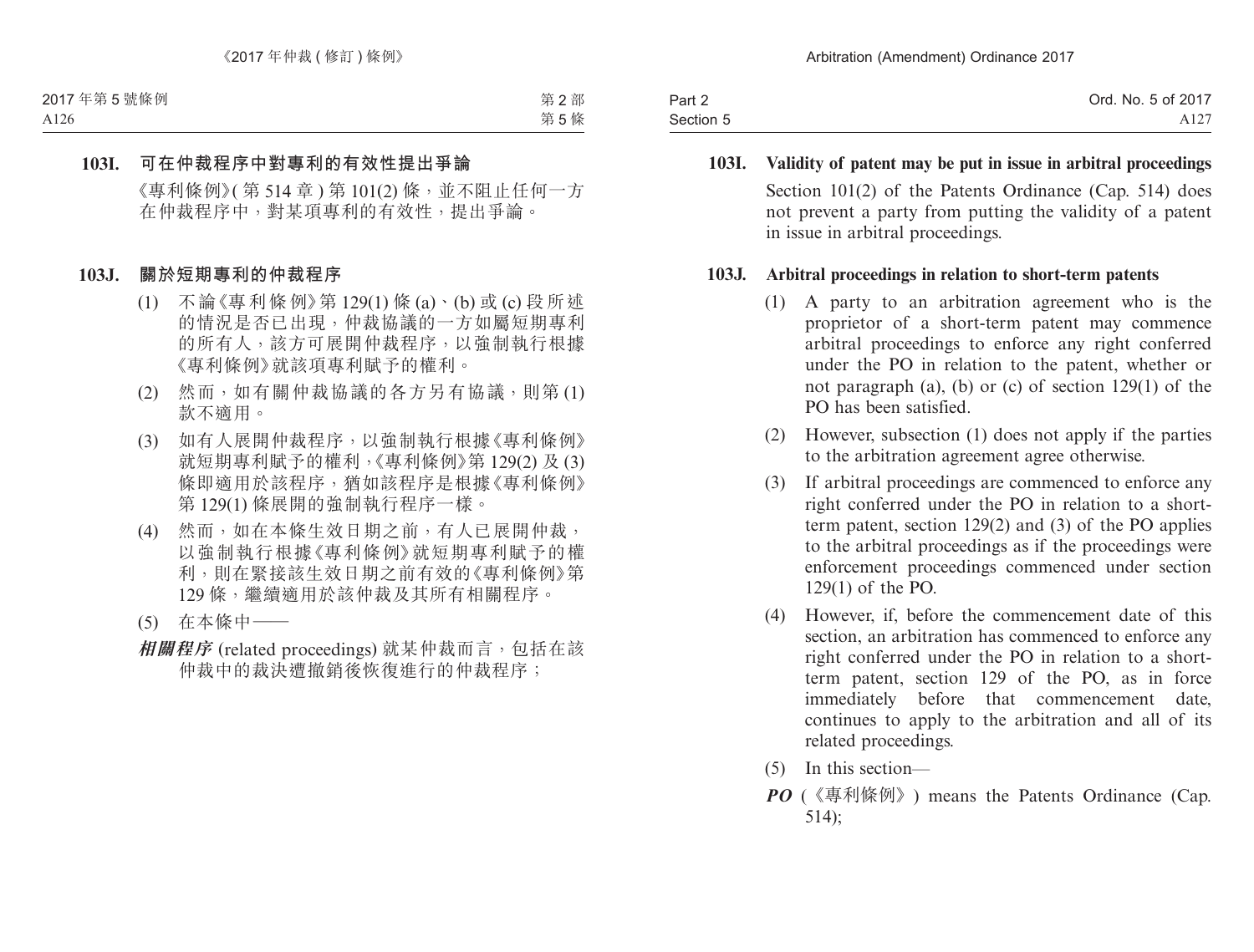**103I. 可在仲裁程序中對專利的有效性提出爭論**

《專利條例》(第 514 章) 第 101(2) 條，並不阻止任何一方在仲裁程序中，對某項專利的有效性，提出爭論。

**103J. 關於短期專利的仲裁程序**

(1) 不論《專利條例》第 129(1) 條 (a)、(b) 或 (c) 段所述的情況是否已出現，仲裁協議的一方如屬短期專利的所有人，該方可展開仲裁程序，以強制執行根據《專利條例》就該項專利賦予的權利。

(2) 然而，如有關仲裁協議的各方另有協議，則第 (1) 款不適用。

(3) 如有人展開仲裁程序，以強制執行根據《專利條例》就短期專利賦予的權利，《專利條例》第 129(2) 及 (3) 條即適用於該程序，猶如該程序是根據《專利條例》第 129(1) 條展開的強制執行程序一樣。

(4) 然而，如在本條生效日期之前，有人已展開仲裁，以強制執行根據《專利條例》就短期專利賦予的權利，則在緊接該生效日期之前有效的《專利條例》第 129 條，繼續適用於該仲裁及其所有相關程序。

(5) 在本條中——

***相關程序*** (related proceedings) 就某仲裁而言，包括在該仲裁中的裁決遭撤銷後恢復進行的仲裁程序；

**103I. Validity of patent may be put in issue in arbitral proceedings**

Section 101(2) of the Patents Ordinance (Cap. 514) does not prevent a party from putting the validity of a patent in issue in arbitral proceedings.

**103J. Arbitral proceedings in relation to short-term patents**

(1) A party to an arbitration agreement who is the proprietor of a short-term patent may commence arbitral proceedings to enforce any right conferred under the PO in relation to the patent, whether or not paragraph (a), (b) or (c) of section 129(1) of the PO has been satisfied.

(2) However, subsection (1) does not apply if the parties to the arbitration agreement agree otherwise.

(3) If arbitral proceedings are commenced to enforce any right conferred under the PO in relation to a short-term patent, section 129(2) and (3) of the PO applies to the arbitral proceedings as if the proceedings were enforcement proceedings commenced under section 129(1) of the PO.

(4) However, if, before the commencement date of this section, an arbitration has commenced to enforce any right conferred under the PO in relation to a short-term patent, section 129 of the PO, as in force immediately before that commencement date, continues to apply to the arbitration and all of its related proceedings.

(5) In this section—

***PO*** (《專利條例》) means the Patents Ordinance (Cap. 514);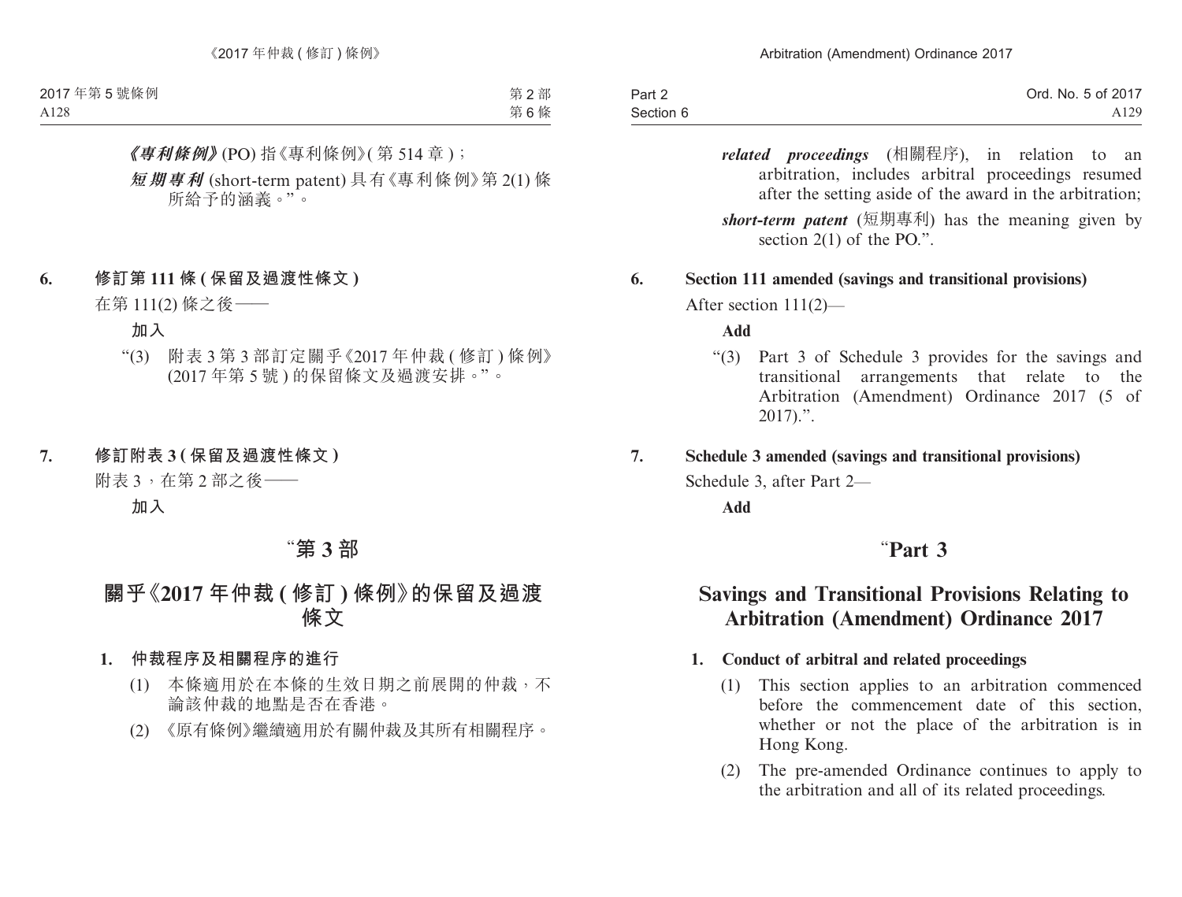***《專利條例》***(PO) 指《專利條例》(第 514 章)；

***短期專利*** (short-term patent) 具有《專利條例》第 2(1) 條所給予的涵義。”。

**6. 修訂第 111 條 (保留及過渡性條文)**

在第 111(2) 條之後——

**加入**

“(3) 附表 3 第 3 部訂定關乎《2017 年仲裁 (修訂) 條例》(2017 年第 5 號) 的保留條文及過渡安排。”。

**7. 修訂附表 3 (保留及過渡性條文)**

附表 3，在第 2 部之後——

**加入**

## “第 3 部

## 關乎《2017 年仲裁 (修訂) 條例》的保留及過渡條文

**1. 仲裁程序及相關程序的進行**

(1) 本條適用於在本條的生效日期之前展開的仲裁，不論該仲裁的地點是否在香港。

(2) 《原有條例》繼續適用於有關仲裁及其所有相關程序。

***related proceedings*** (相關程序), in relation to an arbitration, includes arbitral proceedings resumed after the setting aside of the award in the arbitration;

***short-term patent*** (短期專利) has the meaning given by section 2(1) of the PO.”.

**6. Section 111 amended (savings and transitional provisions)**

After section 111(2)—

**Add**

“(3) Part 3 of Schedule 3 provides for the savings and transitional arrangements that relate to the Arbitration (Amendment) Ordinance 2017 (5 of 2017).”.

**7. Schedule 3 amended (savings and transitional provisions)**

Schedule 3, after Part 2—

**Add**

## “Part 3

## Savings and Transitional Provisions Relating to Arbitration (Amendment) Ordinance 2017

**1. Conduct of arbitral and related proceedings**

(1) This section applies to an arbitration commenced before the commencement date of this section, whether or not the place of the arbitration is in Hong Kong.

(2) The pre-amended Ordinance continues to apply to the arbitration and all of its related proceedings.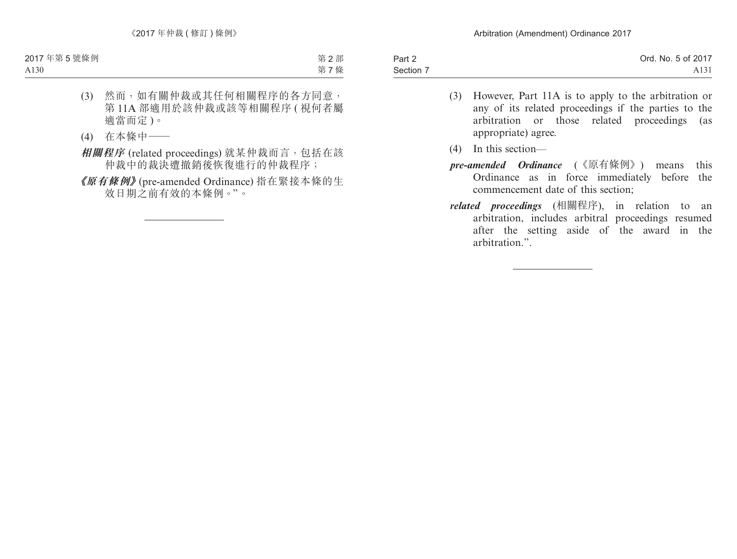(3) 然而，如有關仲裁或其任何相關程序的各方同意，第 11A 部適用於該仲裁或該等相關程序 ( 視何者屬適當而定 )。

(4) 在本條中——

***相關程序*** (related proceedings) 就某仲裁而言，包括在該仲裁中的裁決遭撤銷後恢復進行的仲裁程序；

***《原有條例》*** (pre-amended Ordinance) 指在緊接本條的生效日期之前有效的本條例。”。

---

(3) However, Part 11A is to apply to the arbitration or any of its related proceedings if the parties to the arbitration or those related proceedings (as appropriate) agree.

(4) In this section—

***pre-amended Ordinance*** (《原有條例》) means this Ordinance as in force immediately before the commencement date of this section;

***related proceedings*** (相關程序), in relation to an arbitration, includes arbitral proceedings resumed after the setting aside of the award in the arbitration.”.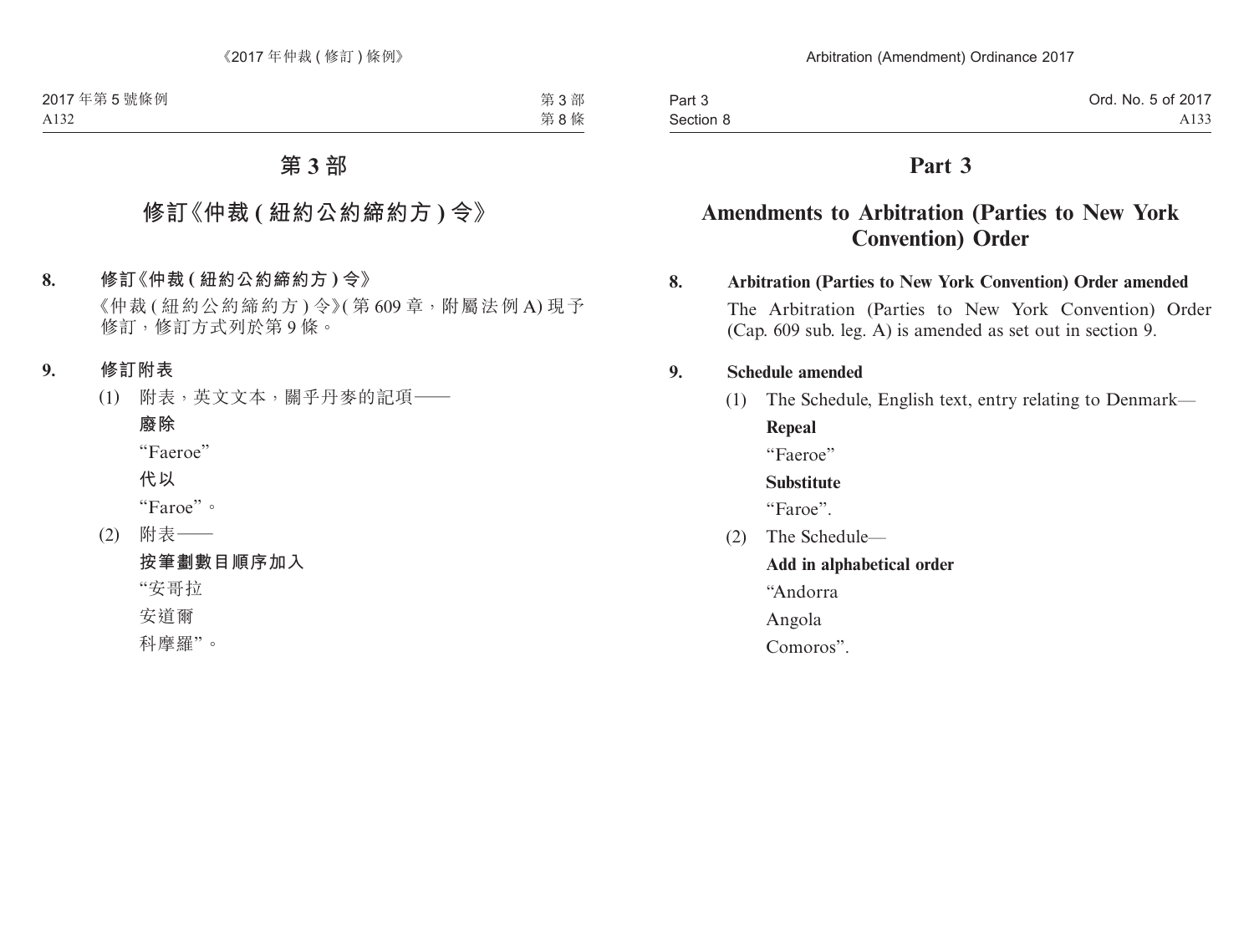# 第 3 部

## 修訂《仲裁 ( 紐約公約締約方 ) 令》

**8. 修訂《仲裁 ( 紐約公約締約方 ) 令》**

《仲裁 ( 紐約公約締約方 ) 令》( 第 609 章，附屬法例 A) 現予修訂，修訂方式列於第 9 條。

**9. 修訂附表**

(1) 附表，英文文本，關乎丹麥的記項——

**廢除**

"Faeroe"

**代以**

"Faroe"。

(2) 附表——

**按筆劃數目順序加入**

"安哥拉

安道爾

科摩羅"。

# Part 3

## Amendments to Arbitration (Parties to New York Convention) Order

**8. Arbitration (Parties to New York Convention) Order amended**

The Arbitration (Parties to New York Convention) Order (Cap. 609 sub. leg. A) is amended as set out in section 9.

**9. Schedule amended**

(1) The Schedule, English text, entry relating to Denmark—

**Repeal**

"Faeroe"

**Substitute**

"Faroe".

(2) The Schedule—

**Add in alphabetical order**

"Andorra

Angola

Comoros".